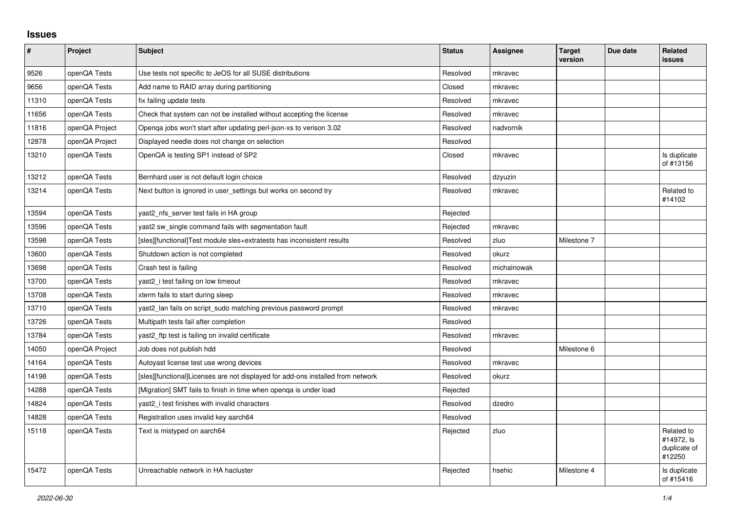## Issues

| # | Project | Subject | Status | Assignee | Target version | Due date | Related issues |
|---|---|---|---|---|---|---|---|
| 9526 | openQA Tests | Use tests not specific to JeOS for all SUSE distributions | Resolved | mkravec | | | |
| 9656 | openQA Tests | Add name to RAID array during partitioning | Closed | mkravec | | | |
| 11310 | openQA Tests | fix failing update tests | Resolved | mkravec | | | |
| 11656 | openQA Tests | Check that system can not be installed without accepting the license | Resolved | mkravec | | | |
| 11816 | openQA Project | Openqa jobs won't start after updating perl-json-xs to verison 3.02 | Resolved | nadvornik | | | |
| 12878 | openQA Project | Displayed needle does not change on selection | Resolved | | | | |
| 13210 | openQA Tests | OpenQA is testing SP1 instead of SP2 | Closed | mkravec | | | Is duplicate of #13156 |
| 13212 | openQA Tests | Bernhard user is not default login choice | Resolved | dzyuzin | | | |
| 13214 | openQA Tests | Next button is ignored in user_settings but works on second try | Resolved | mkravec | | | Related to #14102 |
| 13594 | openQA Tests | yast2_nfs_server test fails in HA group | Rejected | | | | |
| 13596 | openQA Tests | yast2 sw_single command fails with segmentation fault | Rejected | mkravec | | | |
| 13598 | openQA Tests | [sles][functional]Test module sles+extratests has inconsistent results | Resolved | zluo | Milestone 7 | | |
| 13600 | openQA Tests | Shutdown action is not completed | Resolved | okurz | | | |
| 13698 | openQA Tests | Crash test is failing | Resolved | michalnowak | | | |
| 13700 | openQA Tests | yast2_i test failing on low timeout | Resolved | mkravec | | | |
| 13708 | openQA Tests | xterm fails to start during sleep | Resolved | mkravec | | | |
| 13710 | openQA Tests | yast2_lan fails on script_sudo matching previous password prompt | Resolved | mkravec | | | |
| 13726 | openQA Tests | Multipath tests fail after completion | Resolved | | | | |
| 13784 | openQA Tests | yast2_ftp test is failing on invalid certificate | Resolved | mkravec | | | |
| 14050 | openQA Project | Job does not publish hdd | Resolved | | Milestone 6 | | |
| 14164 | openQA Tests | Autoyast license test use wrong devices | Resolved | mkravec | | | |
| 14198 | openQA Tests | [sles][functional]Licenses are not displayed for add-ons installed from network | Resolved | okurz | | | |
| 14288 | openQA Tests | [Migration] SMT fails to finish in time when openqa is under load | Rejected | | | | |
| 14824 | openQA Tests | yast2_i test finishes with invalid characters | Resolved | dzedro | | | |
| 14828 | openQA Tests | Registration uses invalid key aarch64 | Resolved | | | | |
| 15118 | openQA Tests | Text is mistyped on aarch64 | Rejected | zluo | | | Related to #14972, Is duplicate of #12250 |
| 15472 | openQA Tests | Unreachable network in HA hacluster | Rejected | hsehic | Milestone 4 | | Is duplicate of #15416 |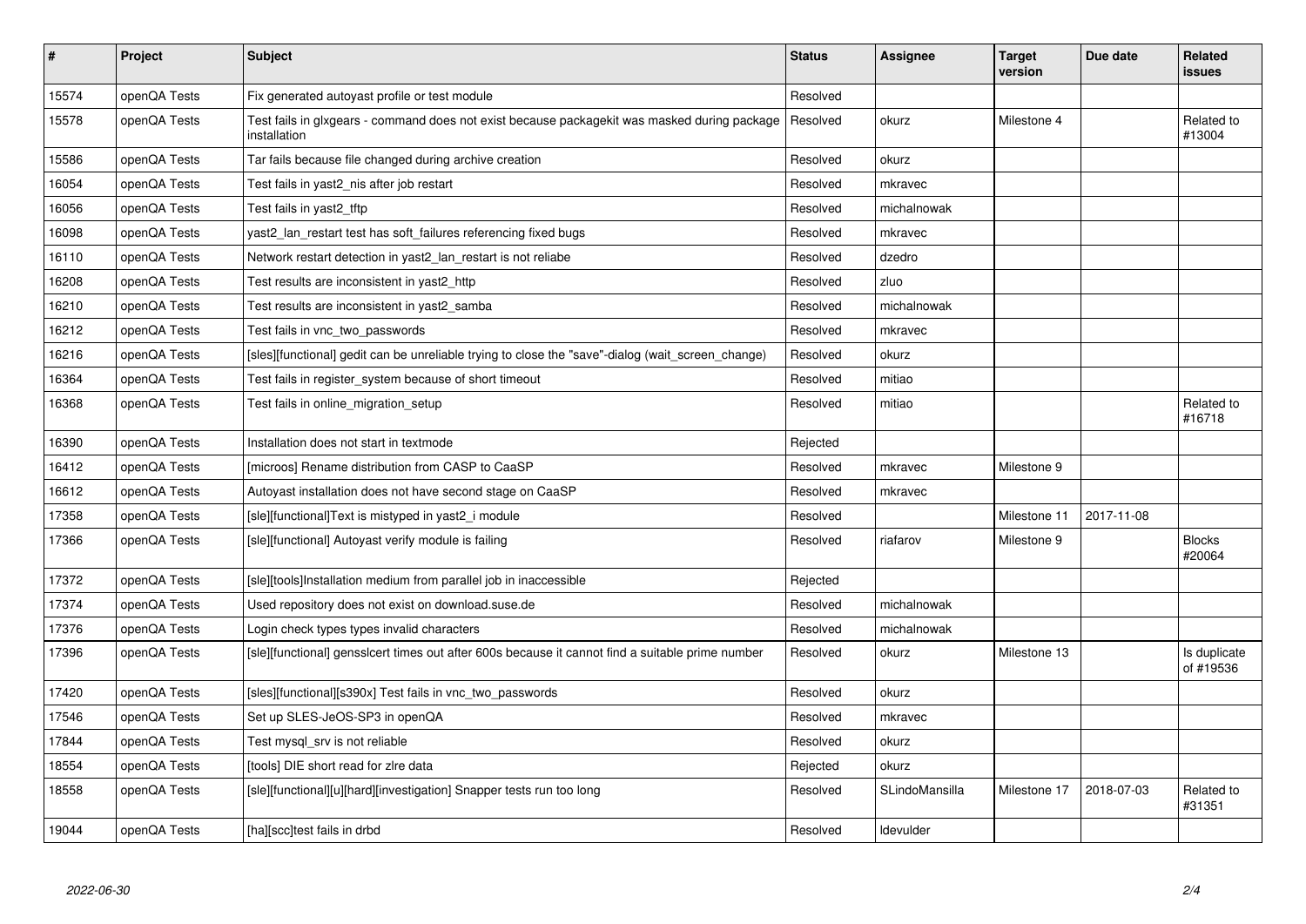| # | Project | Subject | Status | Assignee | Target version | Due date | Related issues |
|---|---|---|---|---|---|---|---|
| 15574 | openQA Tests | Fix generated autoyast profile or test module | Resolved | | | | |
| 15578 | openQA Tests | Test fails in glxgears - command does not exist because packagekit was masked during package installation | Resolved | okurz | Milestone 4 | | Related to #13004 |
| 15586 | openQA Tests | Tar fails because file changed during archive creation | Resolved | okurz | | | |
| 16054 | openQA Tests | Test fails in yast2_nis after job restart | Resolved | mkravec | | | |
| 16056 | openQA Tests | Test fails in yast2_tftp | Resolved | michalnowak | | | |
| 16098 | openQA Tests | yast2_lan_restart test has soft_failures referencing fixed bugs | Resolved | mkravec | | | |
| 16110 | openQA Tests | Network restart detection in yast2_lan_restart is not reliabe | Resolved | dzedro | | | |
| 16208 | openQA Tests | Test results are inconsistent in yast2_http | Resolved | zluo | | | |
| 16210 | openQA Tests | Test results are inconsistent in yast2_samba | Resolved | michalnowak | | | |
| 16212 | openQA Tests | Test fails in vnc_two_passwords | Resolved | mkravec | | | |
| 16216 | openQA Tests | [sles][functional] gedit can be unreliable trying to close the "save"-dialog (wait_screen_change) | Resolved | okurz | | | |
| 16364 | openQA Tests | Test fails in register_system because of short timeout | Resolved | mitiao | | | |
| 16368 | openQA Tests | Test fails in online_migration_setup | Resolved | mitiao | | | Related to #16718 |
| 16390 | openQA Tests | Installation does not start in textmode | Rejected | | | | |
| 16412 | openQA Tests | [microos] Rename distribution from CASP to CaaSP | Resolved | mkravec | Milestone 9 | | |
| 16612 | openQA Tests | Autoyast installation does not have second stage on CaaSP | Resolved | mkravec | | | |
| 17358 | openQA Tests | [sle][functional]Text is mistyped in yast2_i module | Resolved | | Milestone 11 | 2017-11-08 | |
| 17366 | openQA Tests | [sle][functional] Autoyast verify module is failing | Resolved | riafarov | Milestone 9 | | Blocks #20064 |
| 17372 | openQA Tests | [sle][tools]Installation medium from parallel job in inaccessible | Rejected | | | | |
| 17374 | openQA Tests | Used repository does not exist on download.suse.de | Resolved | michalnowak | | | |
| 17376 | openQA Tests | Login check types types invalid characters | Resolved | michalnowak | | | |
| 17396 | openQA Tests | [sle][functional] gensslcert times out after 600s because it cannot find a suitable prime number | Resolved | okurz | Milestone 13 | | Is duplicate of #19536 |
| 17420 | openQA Tests | [sles][functional][s390x] Test fails in vnc_two_passwords | Resolved | okurz | | | |
| 17546 | openQA Tests | Set up SLES-JeOS-SP3 in openQA | Resolved | mkravec | | | |
| 17844 | openQA Tests | Test mysql_srv is not reliable | Resolved | okurz | | | |
| 18554 | openQA Tests | [tools] DIE short read for zlre data | Rejected | okurz | | | |
| 18558 | openQA Tests | [sle][functional][u][hard][investigation] Snapper tests run too long | Resolved | SLindoMansilla | Milestone 17 | 2018-07-03 | Related to #31351 |
| 19044 | openQA Tests | [ha][scc]test fails in drbd | Resolved | ldevulder | | | |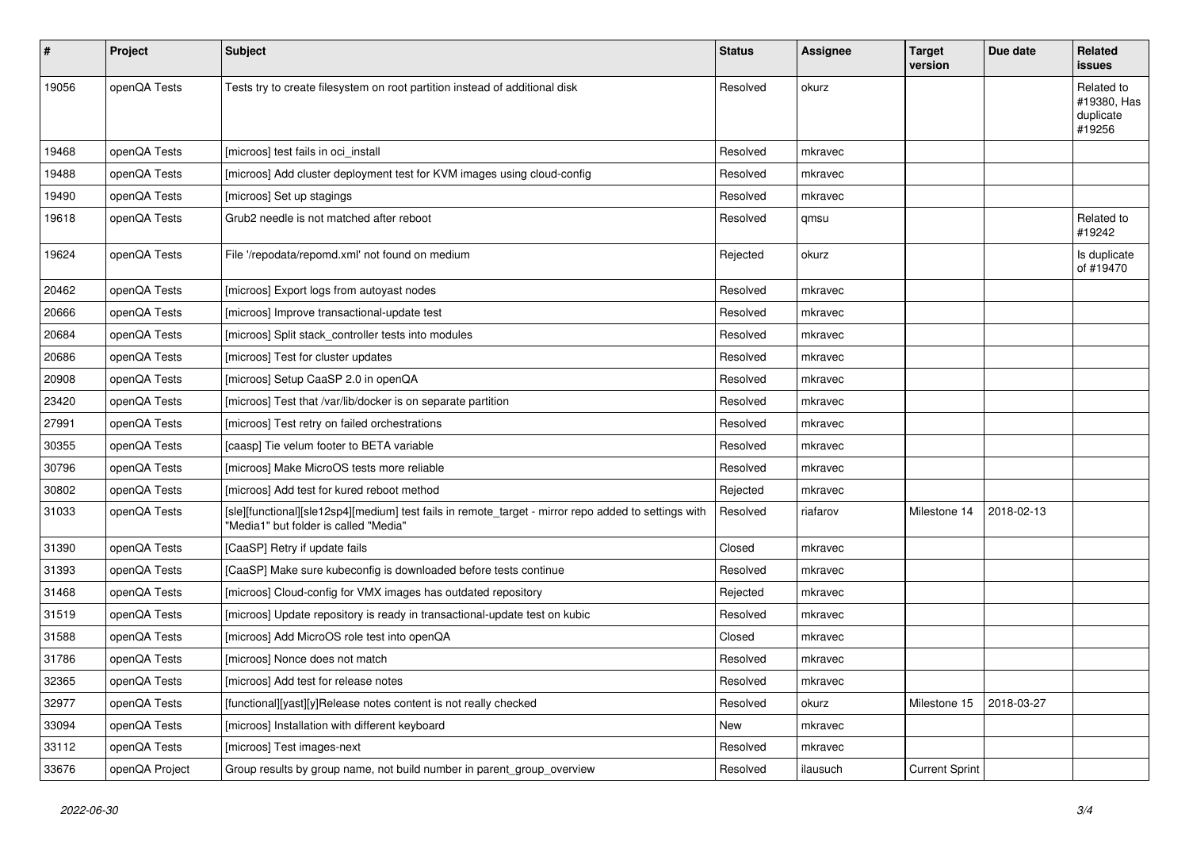| # | Project | Subject | Status | Assignee | Target version | Due date | Related issues |
|---|---|---|---|---|---|---|---|
| 19056 | openQA Tests | Tests try to create filesystem on root partition instead of additional disk | Resolved | okurz | | | Related to #19380, Has duplicate #19256 |
| 19468 | openQA Tests | [microos] test fails in oci_install | Resolved | mkravec | | | |
| 19488 | openQA Tests | [microos] Add cluster deployment test for KVM images using cloud-config | Resolved | mkravec | | | |
| 19490 | openQA Tests | [microos] Set up stagings | Resolved | mkravec | | | |
| 19618 | openQA Tests | Grub2 needle is not matched after reboot | Resolved | qmsu | | | Related to #19242 |
| 19624 | openQA Tests | File '/repodata/repomd.xml' not found on medium | Rejected | okurz | | | Is duplicate of #19470 |
| 20462 | openQA Tests | [microos] Export logs from autoyast nodes | Resolved | mkravec | | | |
| 20666 | openQA Tests | [microos] Improve transactional-update test | Resolved | mkravec | | | |
| 20684 | openQA Tests | [microos] Split stack_controller tests into modules | Resolved | mkravec | | | |
| 20686 | openQA Tests | [microos] Test for cluster updates | Resolved | mkravec | | | |
| 20908 | openQA Tests | [microos] Setup CaaSP 2.0 in openQA | Resolved | mkravec | | | |
| 23420 | openQA Tests | [microos] Test that /var/lib/docker is on separate partition | Resolved | mkravec | | | |
| 27991 | openQA Tests | [microos] Test retry on failed orchestrations | Resolved | mkravec | | | |
| 30355 | openQA Tests | [caasp] Tie velum footer to BETA variable | Resolved | mkravec | | | |
| 30796 | openQA Tests | [microos] Make MicroOS tests more reliable | Resolved | mkravec | | | |
| 30802 | openQA Tests | [microos] Add test for kured reboot method | Rejected | mkravec | | | |
| 31033 | openQA Tests | [sle][functional][sle12sp4][medium] test fails in remote_target - mirror repo added to settings with "Media1" but folder is called "Media" | Resolved | riafarov | Milestone 14 | 2018-02-13 | |
| 31390 | openQA Tests | [CaaSP] Retry if update fails | Closed | mkravec | | | |
| 31393 | openQA Tests | [CaaSP] Make sure kubeconfig is downloaded before tests continue | Resolved | mkravec | | | |
| 31468 | openQA Tests | [microos] Cloud-config for VMX images has outdated repository | Rejected | mkravec | | | |
| 31519 | openQA Tests | [microos] Update repository is ready in transactional-update test on kubic | Resolved | mkravec | | | |
| 31588 | openQA Tests | [microos] Add MicroOS role test into openQA | Closed | mkravec | | | |
| 31786 | openQA Tests | [microos] Nonce does not match | Resolved | mkravec | | | |
| 32365 | openQA Tests | [microos] Add test for release notes | Resolved | mkravec | | | |
| 32977 | openQA Tests | [functional][yast][y]Release notes content is not really checked | Resolved | okurz | Milestone 15 | 2018-03-27 | |
| 33094 | openQA Tests | [microos] Installation with different keyboard | New | mkravec | | | |
| 33112 | openQA Tests | [microos] Test images-next | Resolved | mkravec | | | |
| 33676 | openQA Project | Group results by group name, not build number in parent_group_overview | Resolved | ilausuch | Current Sprint | | |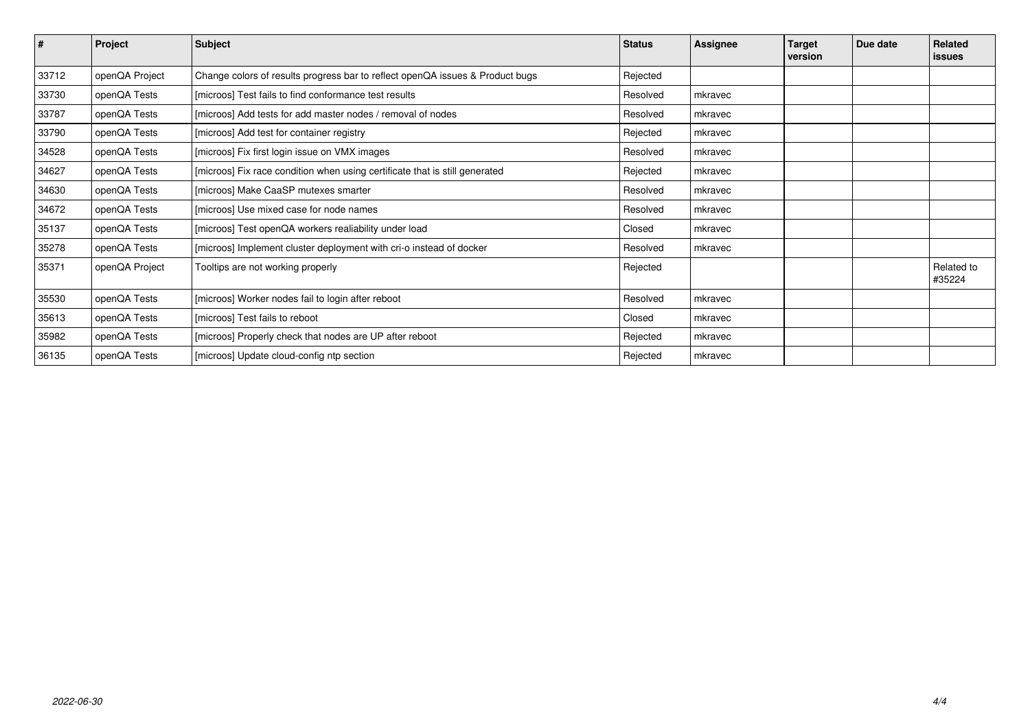| # | Project | Subject | Status | Assignee | Target version | Due date | Related issues |
|---|---|---|---|---|---|---|---|
| 33712 | openQA Project | Change colors of results progress bar to reflect openQA issues & Product bugs | Rejected | | | | |
| 33730 | openQA Tests | [microos] Test fails to find conformance test results | Resolved | mkravec | | | |
| 33787 | openQA Tests | [microos] Add tests for add master nodes / removal of nodes | Resolved | mkravec | | | |
| 33790 | openQA Tests | [microos] Add test for container registry | Rejected | mkravec | | | |
| 34528 | openQA Tests | [microos] Fix first login issue on VMX images | Resolved | mkravec | | | |
| 34627 | openQA Tests | [microos] Fix race condition when using certificate that is still generated | Rejected | mkravec | | | |
| 34630 | openQA Tests | [microos] Make CaaSP mutexes smarter | Resolved | mkravec | | | |
| 34672 | openQA Tests | [microos] Use mixed case for node names | Resolved | mkravec | | | |
| 35137 | openQA Tests | [microos] Test openQA workers realiability under load | Closed | mkravec | | | |
| 35278 | openQA Tests | [microos] Implement cluster deployment with cri-o instead of docker | Resolved | mkravec | | | |
| 35371 | openQA Project | Tooltips are not working properly | Rejected | | | | Related to #35224 |
| 35530 | openQA Tests | [microos] Worker nodes fail to login after reboot | Resolved | mkravec | | | |
| 35613 | openQA Tests | [microos] Test fails to reboot | Closed | mkravec | | | |
| 35982 | openQA Tests | [microos] Properly check that nodes are UP after reboot | Rejected | mkravec | | | |
| 36135 | openQA Tests | [microos] Update cloud-config ntp section | Rejected | mkravec | | | |

*2022-06-30*